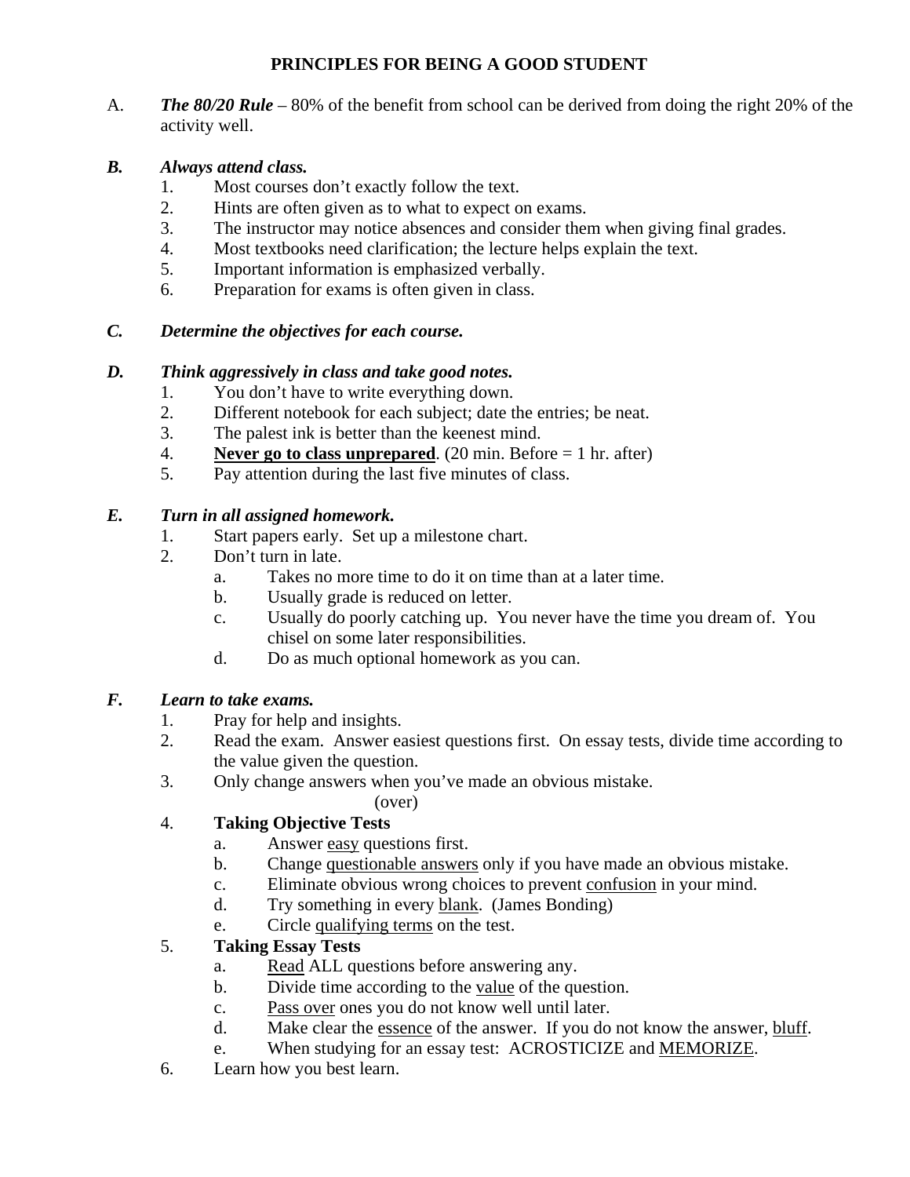# PRINCIPLES FOR BEING A GOOD STUDENT

A. ***The 80/20 Rule*** – 80% of the benefit from school can be derived from doing the right 20% of the activity well.

***B. Always attend class.***

1. Most courses don't exactly follow the text.
2. Hints are often given as to what to expect on exams.
3. The instructor may notice absences and consider them when giving final grades.
4. Most textbooks need clarification; the lecture helps explain the text.
5. Important information is emphasized verbally.
6. Preparation for exams is often given in class.

***C. Determine the objectives for each course.***

***D. Think aggressively in class and take good notes.***

1. You don't have to write everything down.
2. Different notebook for each subject; date the entries; be neat.
3. The palest ink is better than the keenest mind.
4. <u>**Never go to class unprepared**</u>. (20 min. Before = 1 hr. after)
5. Pay attention during the last five minutes of class.

***E. Turn in all assigned homework.***

1. Start papers early. Set up a milestone chart.
2. Don't turn in late.
   a. Takes no more time to do it on time than at a later time.
   b. Usually grade is reduced on letter.
   c. Usually do poorly catching up. You never have the time you dream of. You chisel on some later responsibilities.
   d. Do as much optional homework as you can.

***F. Learn to take exams.***

1. Pray for help and insights.
2. Read the exam. Answer easiest questions first. On essay tests, divide time according to the value given the question.
3. Only change answers when you've made an obvious mistake.

(over)

4. **Taking Objective Tests**
   a. Answer <u>easy</u> questions first.
   b. Change <u>questionable answers</u> only if you have made an obvious mistake.
   c. Eliminate obvious wrong choices to prevent <u>confusion</u> in your mind.
   d. Try something in every <u>blank</u>. (James Bonding)
   e. Circle <u>qualifying terms</u> on the test.
5. **Taking Essay Tests**
   a. <u>Read</u> ALL questions before answering any.
   b. Divide time according to the <u>value</u> of the question.
   c. <u>Pass over</u> ones you do not know well until later.
   d. Make clear the <u>essence</u> of the answer. If you do not know the answer, <u>bluff</u>.
   e. When studying for an essay test: ACROSTICIZE and <u>MEMORIZE</u>.
6. Learn how you best learn.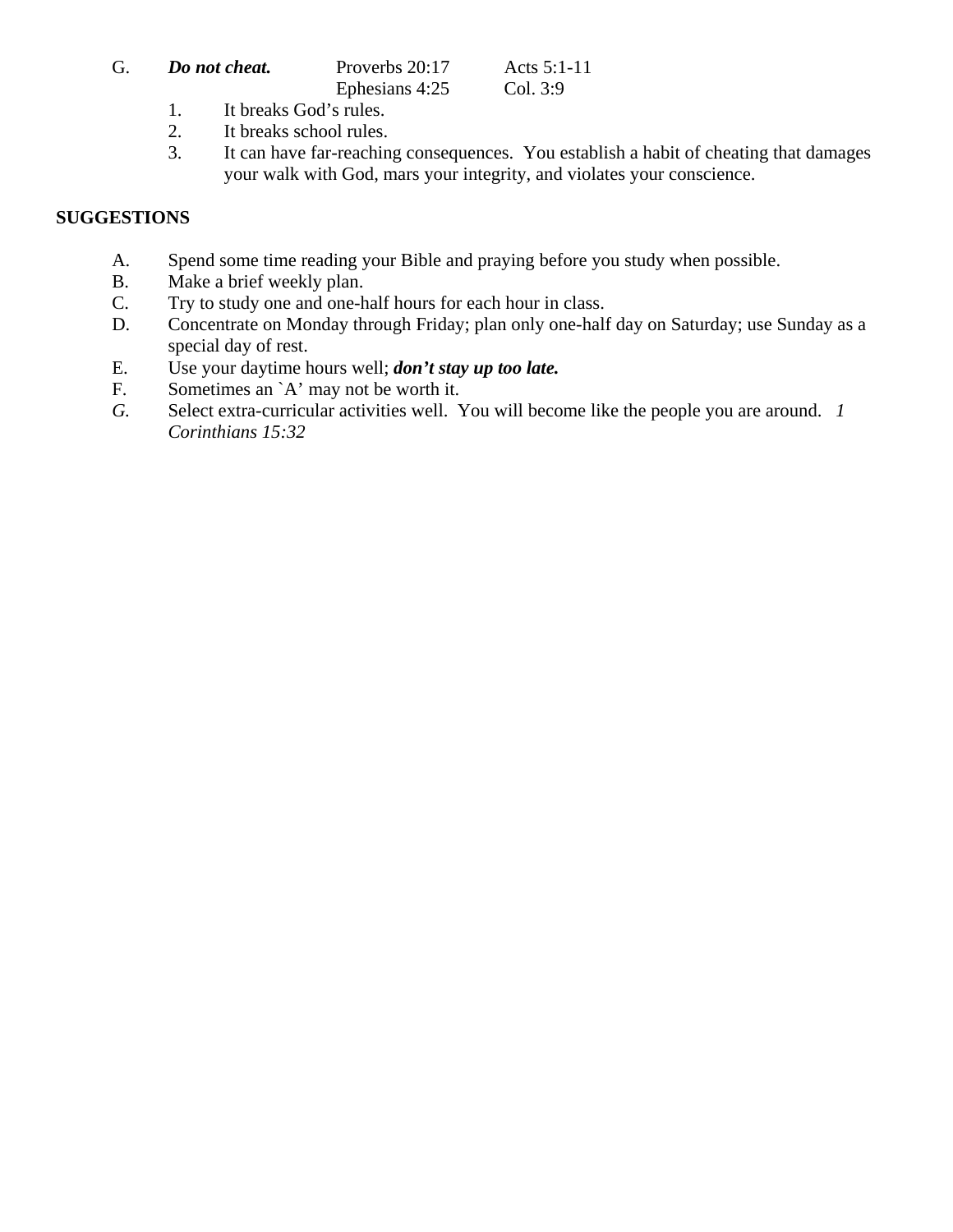G. ***Do not cheat.*** Proverbs 20:17 Acts 5:1-11
Ephesians 4:25 Col. 3:9

1. It breaks God's rules.
2. It breaks school rules.
3. It can have far-reaching consequences. You establish a habit of cheating that damages your walk with God, mars your integrity, and violates your conscience.

**SUGGESTIONS**

A. Spend some time reading your Bible and praying before you study when possible.
B. Make a brief weekly plan.
C. Try to study one and one-half hours for each hour in class.
D. Concentrate on Monday through Friday; plan only one-half day on Saturday; use Sunday as a special day of rest.
E. Use your daytime hours well; ***don't stay up too late.***
F. Sometimes an `A' may not be worth it.
*G.* Select extra-curricular activities well. You will become like the people you are around. *1 Corinthians 15:32*